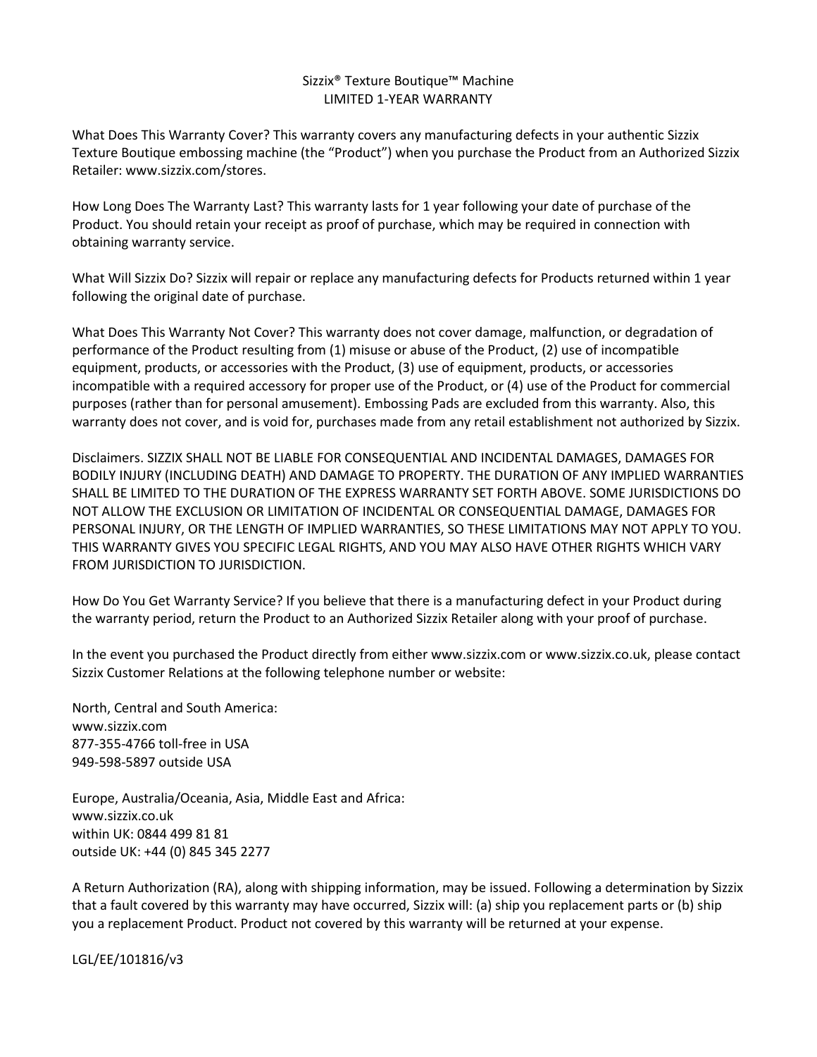# Sizzix® Texture Boutique™ Machine
## LIMITED 1-YEAR WARRANTY

**What Does This Warranty Cover?** This warranty covers any manufacturing defects in your authentic Sizzix Texture Boutique embossing machine (the "Product") when you purchase the Product from an Authorized Sizzix Retailer: www.sizzix.com/stores.

**How Long Does The Warranty Last?** This warranty lasts for 1 year following your date of purchase of the Product. You should retain your receipt as proof of purchase, which may be required in connection with obtaining warranty service.

**What Will Sizzix Do?** Sizzix will repair or replace any manufacturing defects for Products returned within 1 year following the original date of purchase.

**What Does This Warranty Not Cover?** This warranty does not cover damage, malfunction, or degradation of performance of the Product resulting from (1) misuse or abuse of the Product, (2) use of incompatible equipment, products, or accessories with the Product, (3) use of equipment, products, or accessories incompatible with a required accessory for proper use of the Product, or (4) use of the Product for commercial purposes (rather than for personal amusement). Embossing Pads are excluded from this warranty. Also, this warranty does not cover, and is void for, purchases made from any retail establishment not authorized by Sizzix.

**Disclaimers.** SIZZIX SHALL NOT BE LIABLE FOR CONSEQUENTIAL AND INCIDENTAL DAMAGES, DAMAGES FOR BODILY INJURY (INCLUDING DEATH) AND DAMAGE TO PROPERTY. THE DURATION OF ANY IMPLIED WARRANTIES SHALL BE LIMITED TO THE DURATION OF THE EXPRESS WARRANTY SET FORTH ABOVE. SOME JURISDICTIONS DO NOT ALLOW THE EXCLUSION OR LIMITATION OF INCIDENTAL OR CONSEQUENTIAL DAMAGE, DAMAGES FOR PERSONAL INJURY, OR THE LENGTH OF IMPLIED WARRANTIES, SO THESE LIMITATIONS MAY NOT APPLY TO YOU. THIS WARRANTY GIVES YOU SPECIFIC LEGAL RIGHTS, AND YOU MAY ALSO HAVE OTHER RIGHTS WHICH VARY FROM JURISDICTION TO JURISDICTION.

**How Do You Get Warranty Service?** If you believe that there is a manufacturing defect in your Product during the warranty period, return the Product to an Authorized Sizzix Retailer along with your proof of purchase.

In the event you purchased the Product directly from either www.sizzix.com or www.sizzix.co.uk, please contact Sizzix Customer Relations at the following telephone number or website:

North, Central and South America:
www.sizzix.com
877-355-4766 toll-free in USA
949-598-5897 outside USA

Europe, Australia/Oceania, Asia, Middle East and Africa:
www.sizzix.co.uk
within UK: 0844 499 81 81
outside UK: +44 (0) 845 345 2277

A Return Authorization (RA), along with shipping information, may be issued. Following a determination by Sizzix that a fault covered by this warranty may have occurred, Sizzix will: (a) ship you replacement parts or (b) ship you a replacement Product. Product not covered by this warranty will be returned at your expense.

LGL/EE/101816/v3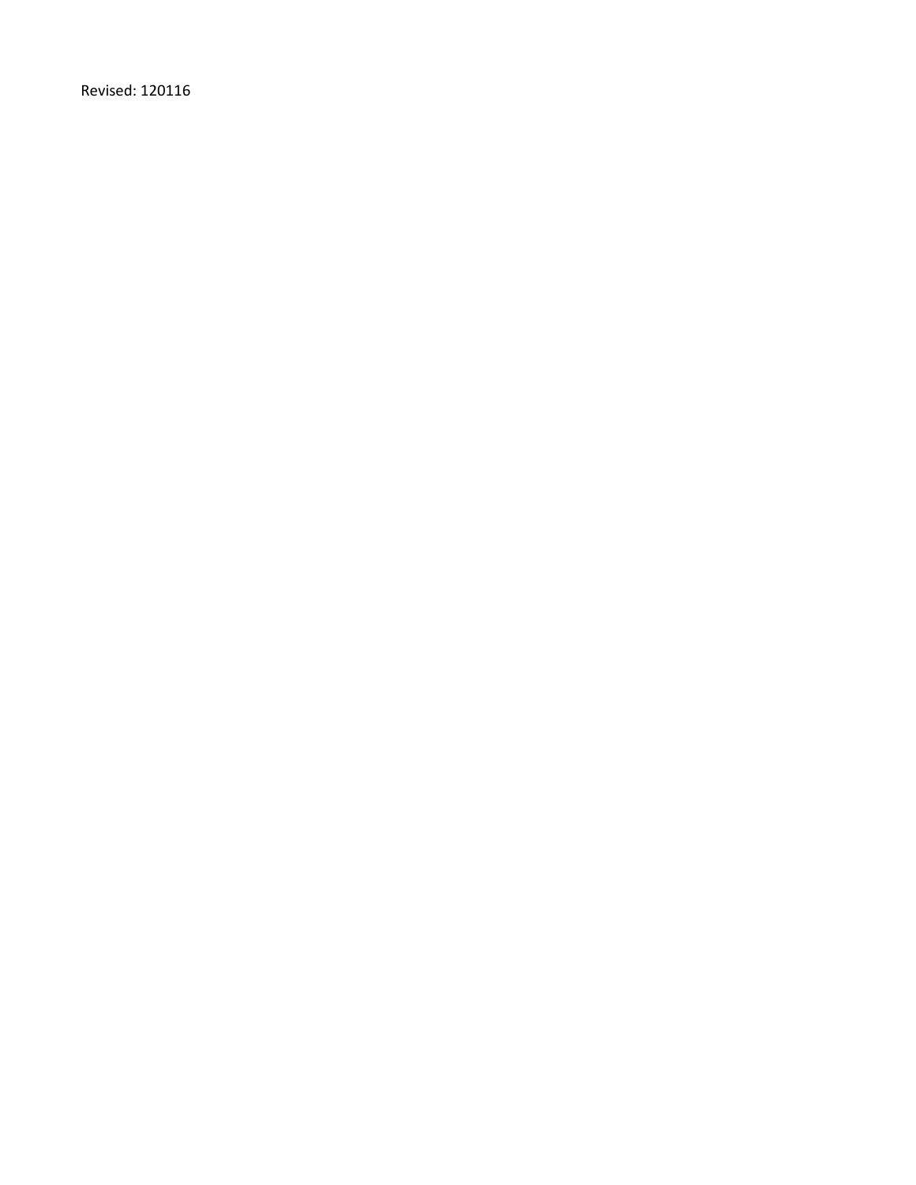Revised: 120116